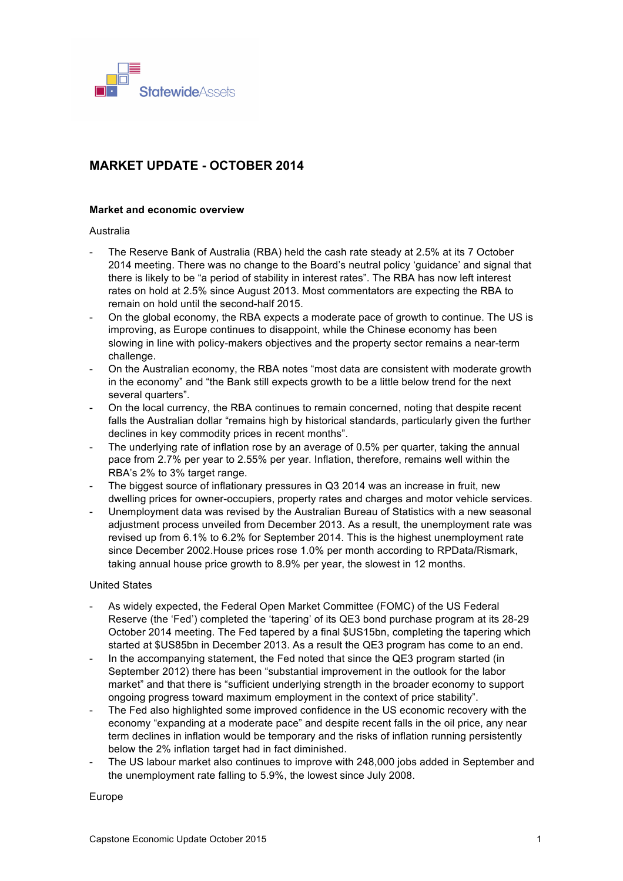StatewideAssets

# MARKET UPDATE - OCTOBER 2014

## Market and economic overview

Australia

- The Reserve Bank of Australia (RBA) held the cash rate steady at 2.5% at its 7 October 2014 meeting. There was no change to the Board's neutral policy 'guidance' and signal that there is likely to be "a period of stability in interest rates". The RBA has now left interest rates on hold at 2.5% since August 2013. Most commentators are expecting the RBA to remain on hold until the second-half 2015.
- On the global economy, the RBA expects a moderate pace of growth to continue. The US is improving, as Europe continues to disappoint, while the Chinese economy has been slowing in line with policy-makers objectives and the property sector remains a near-term challenge.
- On the Australian economy, the RBA notes "most data are consistent with moderate growth in the economy" and "the Bank still expects growth to be a little below trend for the next several quarters".
- On the local currency, the RBA continues to remain concerned, noting that despite recent falls the Australian dollar "remains high by historical standards, particularly given the further declines in key commodity prices in recent months".
- The underlying rate of inflation rose by an average of 0.5% per quarter, taking the annual pace from 2.7% per year to 2.55% per year. Inflation, therefore, remains well within the RBA's 2% to 3% target range.
- The biggest source of inflationary pressures in Q3 2014 was an increase in fruit, new dwelling prices for owner-occupiers, property rates and charges and motor vehicle services.
- Unemployment data was revised by the Australian Bureau of Statistics with a new seasonal adjustment process unveiled from December 2013. As a result, the unemployment rate was revised up from 6.1% to 6.2% for September 2014. This is the highest unemployment rate since December 2002.House prices rose 1.0% per month according to RPData/Rismark, taking annual house price growth to 8.9% per year, the slowest in 12 months.

United States

- As widely expected, the Federal Open Market Committee (FOMC) of the US Federal Reserve (the 'Fed') completed the 'tapering' of its QE3 bond purchase program at its 28-29 October 2014 meeting. The Fed tapered by a final $US15bn, completing the tapering which started at $US85bn in December 2013. As a result the QE3 program has come to an end.
- In the accompanying statement, the Fed noted that since the QE3 program started (in September 2012) there has been "substantial improvement in the outlook for the labor market" and that there is "sufficient underlying strength in the broader economy to support ongoing progress toward maximum employment in the context of price stability".
- The Fed also highlighted some improved confidence in the US economic recovery with the economy "expanding at a moderate pace" and despite recent falls in the oil price, any near term declines in inflation would be temporary and the risks of inflation running persistently below the 2% inflation target had in fact diminished.
- The US labour market also continues to improve with 248,000 jobs added in September and the unemployment rate falling to 5.9%, the lowest since July 2008.

Europe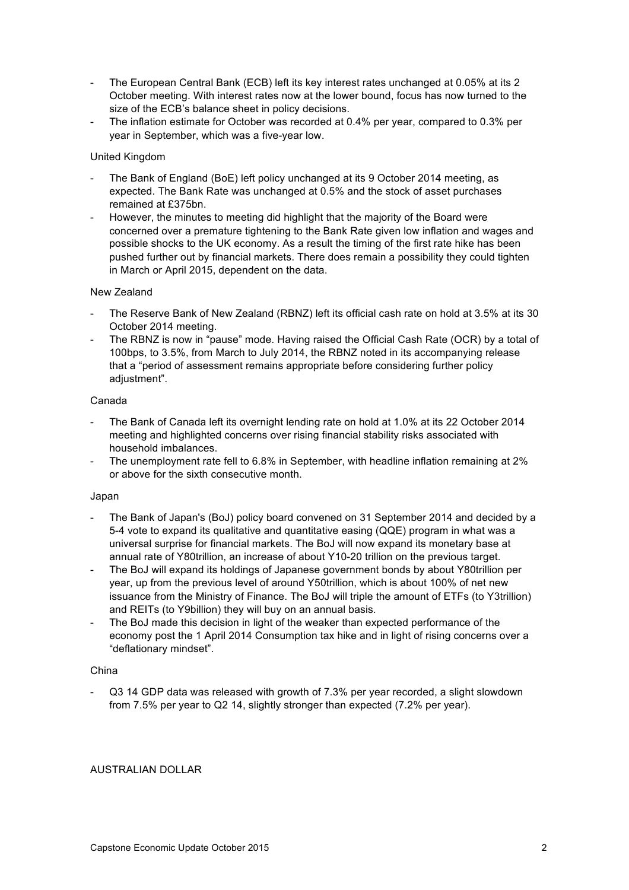- The European Central Bank (ECB) left its key interest rates unchanged at 0.05% at its 2 October meeting. With interest rates now at the lower bound, focus has now turned to the size of the ECB's balance sheet in policy decisions.
- The inflation estimate for October was recorded at 0.4% per year, compared to 0.3% per year in September, which was a five-year low.

United Kingdom

- The Bank of England (BoE) left policy unchanged at its 9 October 2014 meeting, as expected. The Bank Rate was unchanged at 0.5% and the stock of asset purchases remained at £375bn.
- However, the minutes to meeting did highlight that the majority of the Board were concerned over a premature tightening to the Bank Rate given low inflation and wages and possible shocks to the UK economy. As a result the timing of the first rate hike has been pushed further out by financial markets. There does remain a possibility they could tighten in March or April 2015, dependent on the data.

New Zealand

- The Reserve Bank of New Zealand (RBNZ) left its official cash rate on hold at 3.5% at its 30 October 2014 meeting.
- The RBNZ is now in "pause" mode. Having raised the Official Cash Rate (OCR) by a total of 100bps, to 3.5%, from March to July 2014, the RBNZ noted in its accompanying release that a "period of assessment remains appropriate before considering further policy adjustment".

Canada

- The Bank of Canada left its overnight lending rate on hold at 1.0% at its 22 October 2014 meeting and highlighted concerns over rising financial stability risks associated with household imbalances.
- The unemployment rate fell to 6.8% in September, with headline inflation remaining at 2% or above for the sixth consecutive month.

Japan

- The Bank of Japan's (BoJ) policy board convened on 31 September 2014 and decided by a 5-4 vote to expand its qualitative and quantitative easing (QQE) program in what was a universal surprise for financial markets. The BoJ will now expand its monetary base at annual rate of Y80trillion, an increase of about Y10-20 trillion on the previous target.
- The BoJ will expand its holdings of Japanese government bonds by about Y80trillion per year, up from the previous level of around Y50trillion, which is about 100% of net new issuance from the Ministry of Finance. The BoJ will triple the amount of ETFs (to Y3trillion) and REITs (to Y9billion) they will buy on an annual basis.
- The BoJ made this decision in light of the weaker than expected performance of the economy post the 1 April 2014 Consumption tax hike and in light of rising concerns over a "deflationary mindset".

China

- Q3 14 GDP data was released with growth of 7.3% per year recorded, a slight slowdown from 7.5% per year to Q2 14, slightly stronger than expected (7.2% per year).

AUSTRALIAN DOLLAR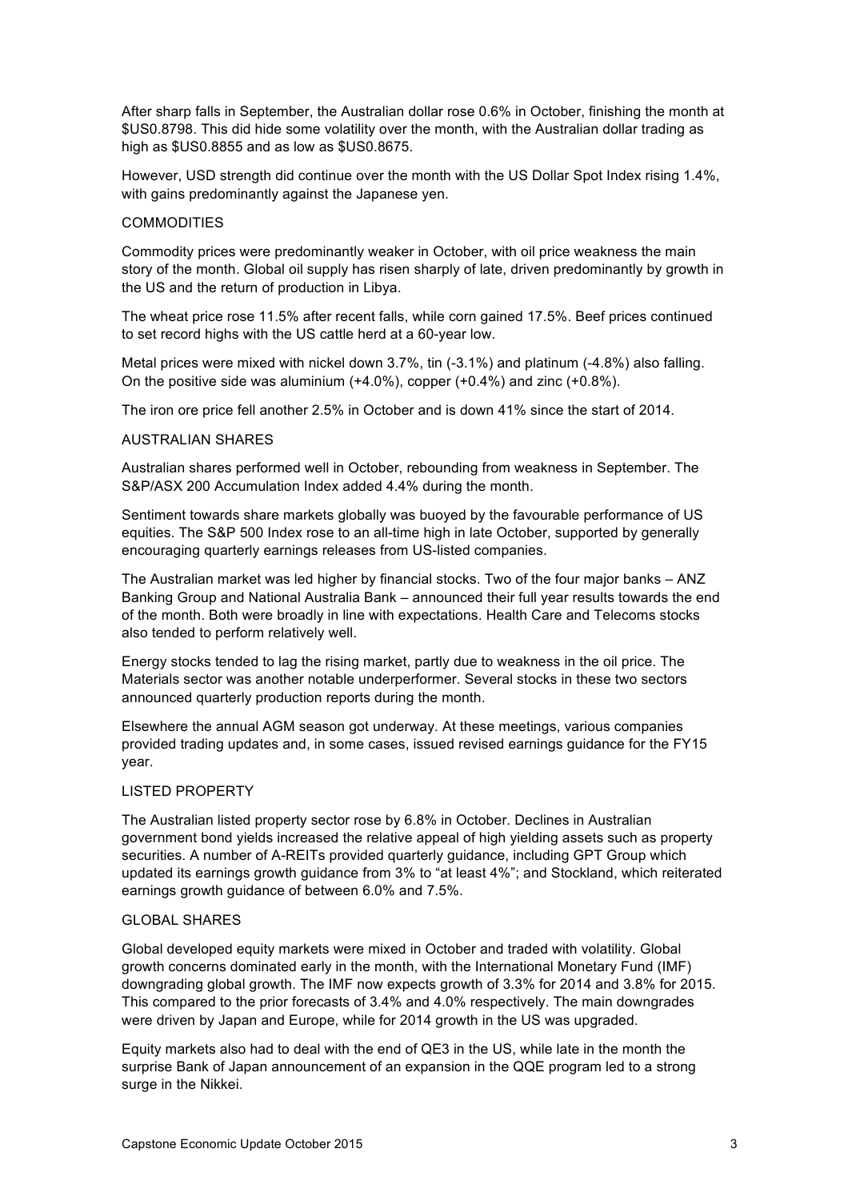After sharp falls in September, the Australian dollar rose 0.6% in October, finishing the month at $US0.8798. This did hide some volatility over the month, with the Australian dollar trading as high as $US0.8855 and as low as $US0.8675.

However, USD strength did continue over the month with the US Dollar Spot Index rising 1.4%, with gains predominantly against the Japanese yen.

## COMMODITIES

Commodity prices were predominantly weaker in October, with oil price weakness the main story of the month. Global oil supply has risen sharply of late, driven predominantly by growth in the US and the return of production in Libya.

The wheat price rose 11.5% after recent falls, while corn gained 17.5%. Beef prices continued to set record highs with the US cattle herd at a 60-year low.

Metal prices were mixed with nickel down 3.7%, tin (-3.1%) and platinum (-4.8%) also falling. On the positive side was aluminium (+4.0%), copper (+0.4%) and zinc (+0.8%).

The iron ore price fell another 2.5% in October and is down 41% since the start of 2014.

## AUSTRALIAN SHARES

Australian shares performed well in October, rebounding from weakness in September. The S&P/ASX 200 Accumulation Index added 4.4% during the month.

Sentiment towards share markets globally was buoyed by the favourable performance of US equities. The S&P 500 Index rose to an all-time high in late October, supported by generally encouraging quarterly earnings releases from US-listed companies.

The Australian market was led higher by financial stocks. Two of the four major banks – ANZ Banking Group and National Australia Bank – announced their full year results towards the end of the month. Both were broadly in line with expectations. Health Care and Telecoms stocks also tended to perform relatively well.

Energy stocks tended to lag the rising market, partly due to weakness in the oil price. The Materials sector was another notable underperformer. Several stocks in these two sectors announced quarterly production reports during the month.

Elsewhere the annual AGM season got underway. At these meetings, various companies provided trading updates and, in some cases, issued revised earnings guidance for the FY15 year.

## LISTED PROPERTY

The Australian listed property sector rose by 6.8% in October. Declines in Australian government bond yields increased the relative appeal of high yielding assets such as property securities. A number of A-REITs provided quarterly guidance, including GPT Group which updated its earnings growth guidance from 3% to "at least 4%"; and Stockland, which reiterated earnings growth guidance of between 6.0% and 7.5%.

## GLOBAL SHARES

Global developed equity markets were mixed in October and traded with volatility. Global growth concerns dominated early in the month, with the International Monetary Fund (IMF) downgrading global growth. The IMF now expects growth of 3.3% for 2014 and 3.8% for 2015. This compared to the prior forecasts of 3.4% and 4.0% respectively. The main downgrades were driven by Japan and Europe, while for 2014 growth in the US was upgraded.

Equity markets also had to deal with the end of QE3 in the US, while late in the month the surprise Bank of Japan announcement of an expansion in the QQE program led to a strong surge in the Nikkei.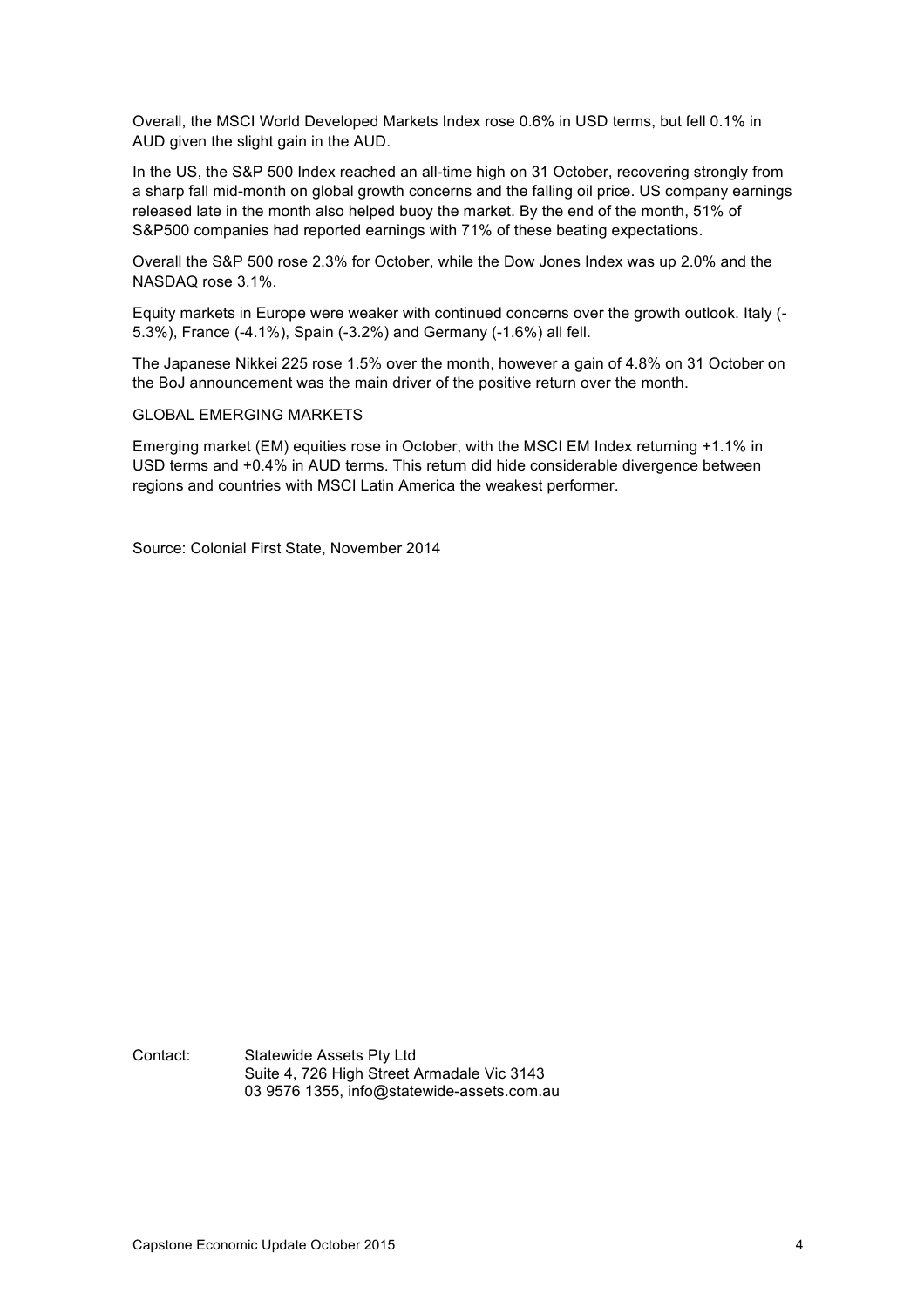Overall, the MSCI World Developed Markets Index rose 0.6% in USD terms, but fell 0.1% in AUD given the slight gain in the AUD.

In the US, the S&P 500 Index reached an all-time high on 31 October, recovering strongly from a sharp fall mid-month on global growth concerns and the falling oil price. US company earnings released late in the month also helped buoy the market. By the end of the month, 51% of S&P500 companies had reported earnings with 71% of these beating expectations.

Overall the S&P 500 rose 2.3% for October, while the Dow Jones Index was up 2.0% and the NASDAQ rose 3.1%.

Equity markets in Europe were weaker with continued concerns over the growth outlook. Italy (-5.3%), France (-4.1%), Spain (-3.2%) and Germany (-1.6%) all fell.

The Japanese Nikkei 225 rose 1.5% over the month, however a gain of 4.8% on 31 October on the BoJ announcement was the main driver of the positive return over the month.

GLOBAL EMERGING MARKETS

Emerging market (EM) equities rose in October, with the MSCI EM Index returning +1.1% in USD terms and +0.4% in AUD terms. This return did hide considerable divergence between regions and countries with MSCI Latin America the weakest performer.

Source: Colonial First State, November 2014

Contact: Statewide Assets Pty Ltd
Suite 4, 726 High Street Armadale Vic 3143
03 9576 1355, info@statewide-assets.com.au